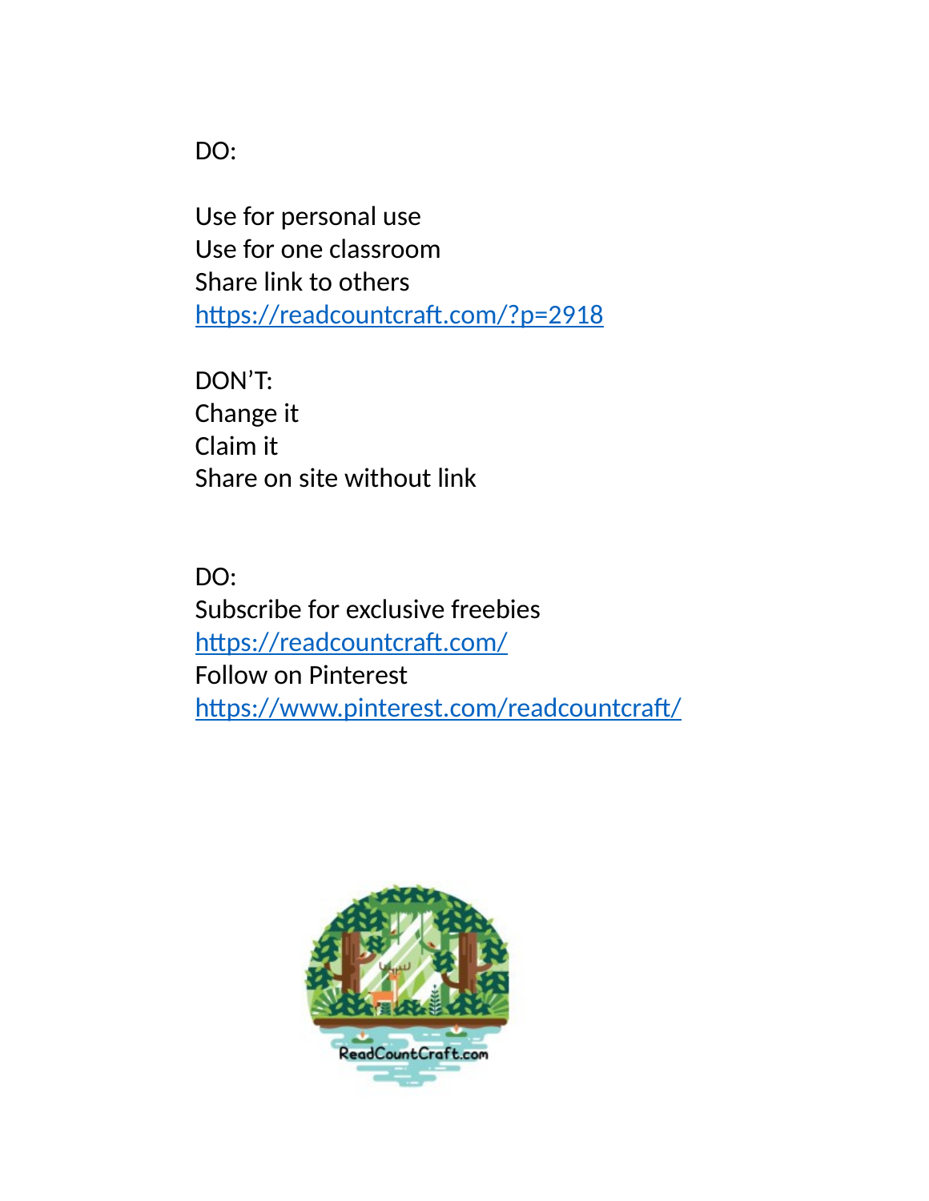DO:

Use for personal use
Use for one classroom
Share link to others
https://readcountcraft.com/?p=2918

DON'T:
Change it
Claim it
Share on site without link

DO:
Subscribe for exclusive freebies
https://readcountcraft.com/
Follow on Pinterest
https://www.pinterest.com/readcountcraft/

ReadCountCraft.com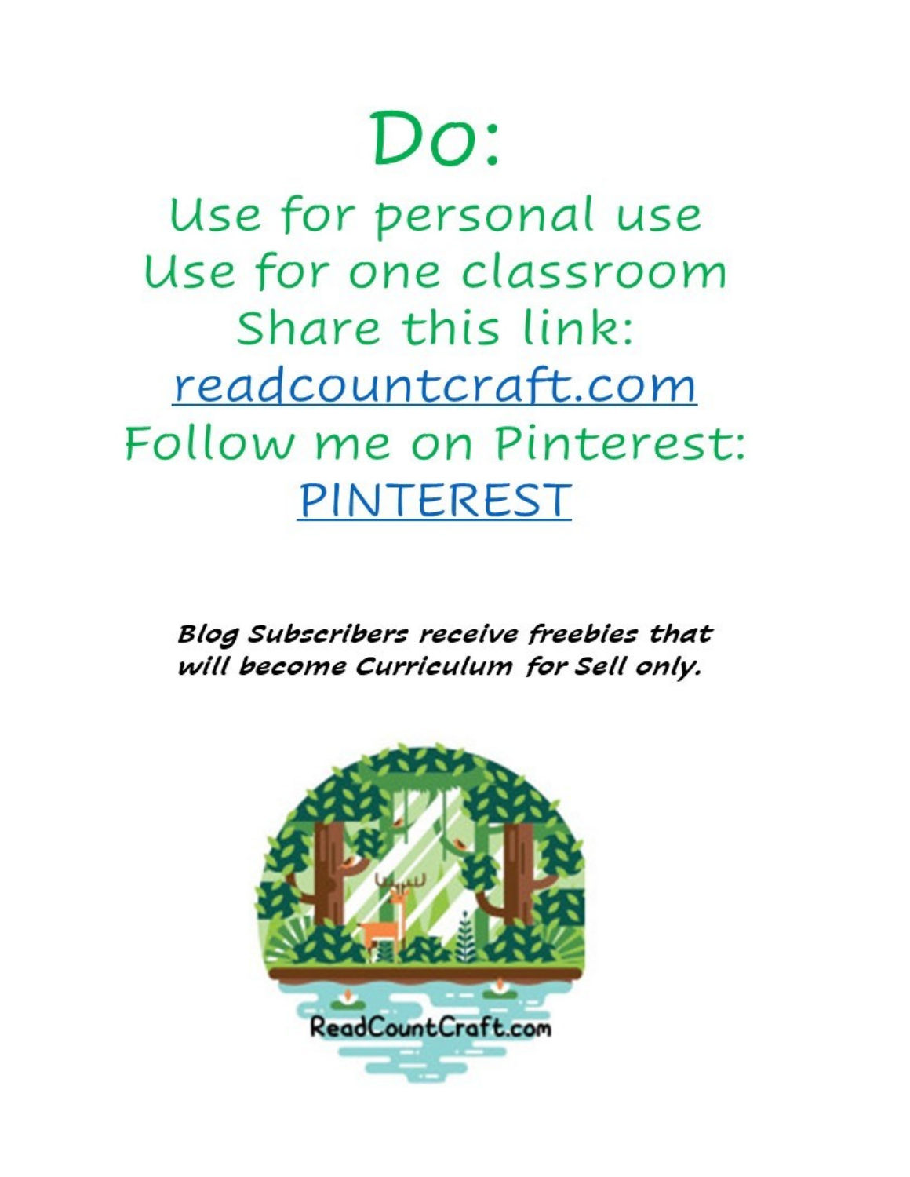# Do:

Use for personal use
Use for one classroom
Share this link:
[readcountcraft.com](readcountcraft.com)
Follow me on Pinterest:
[PINTEREST](PINTEREST)

***Blog Subscribers receive freebies that will become Curriculum for Sell only.***

ReadCountCraft.com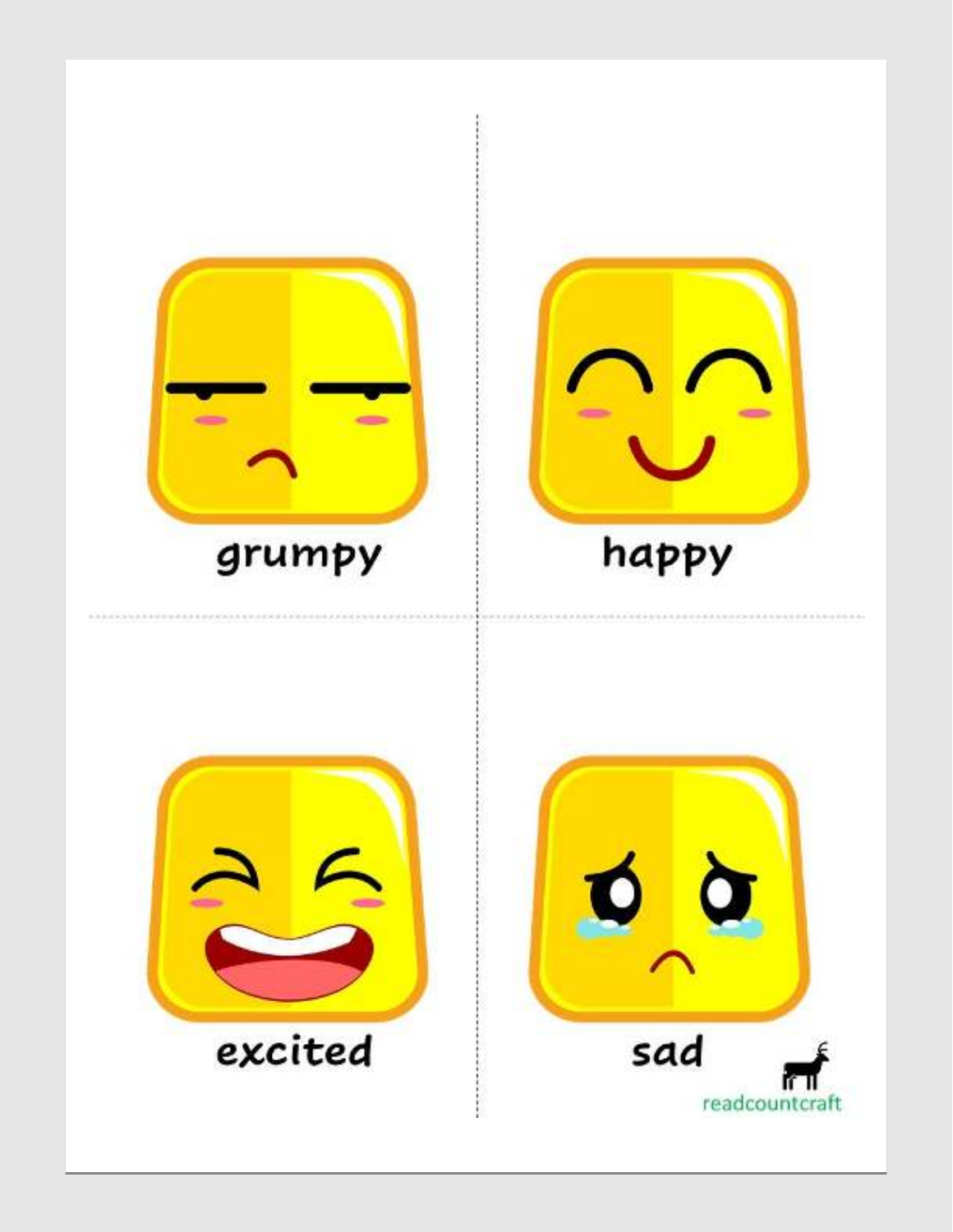grumpy

happy

excited

sad

readcountcraft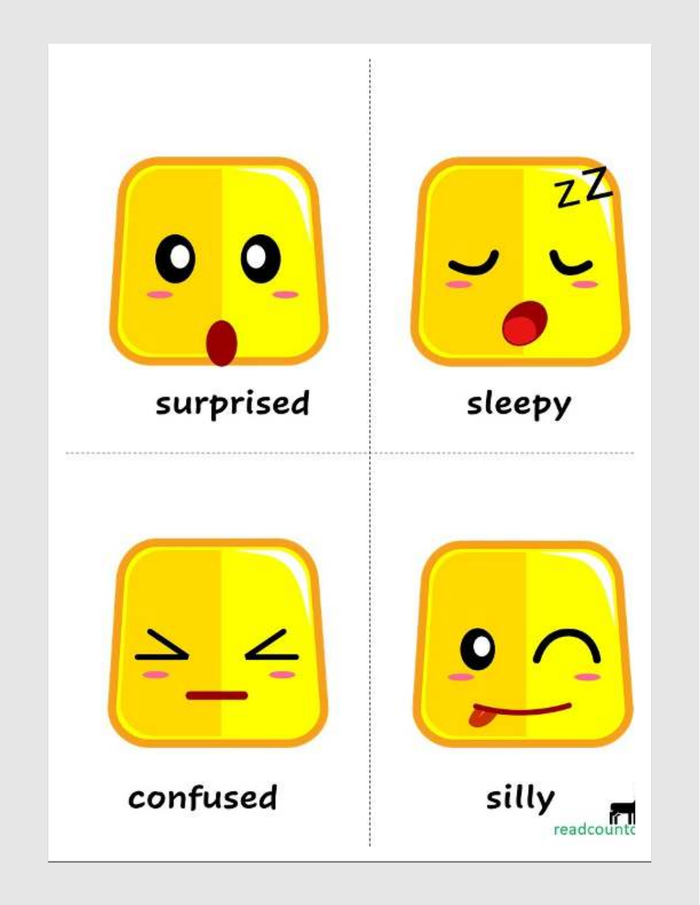surprised

sleepy

confused

silly

readcountc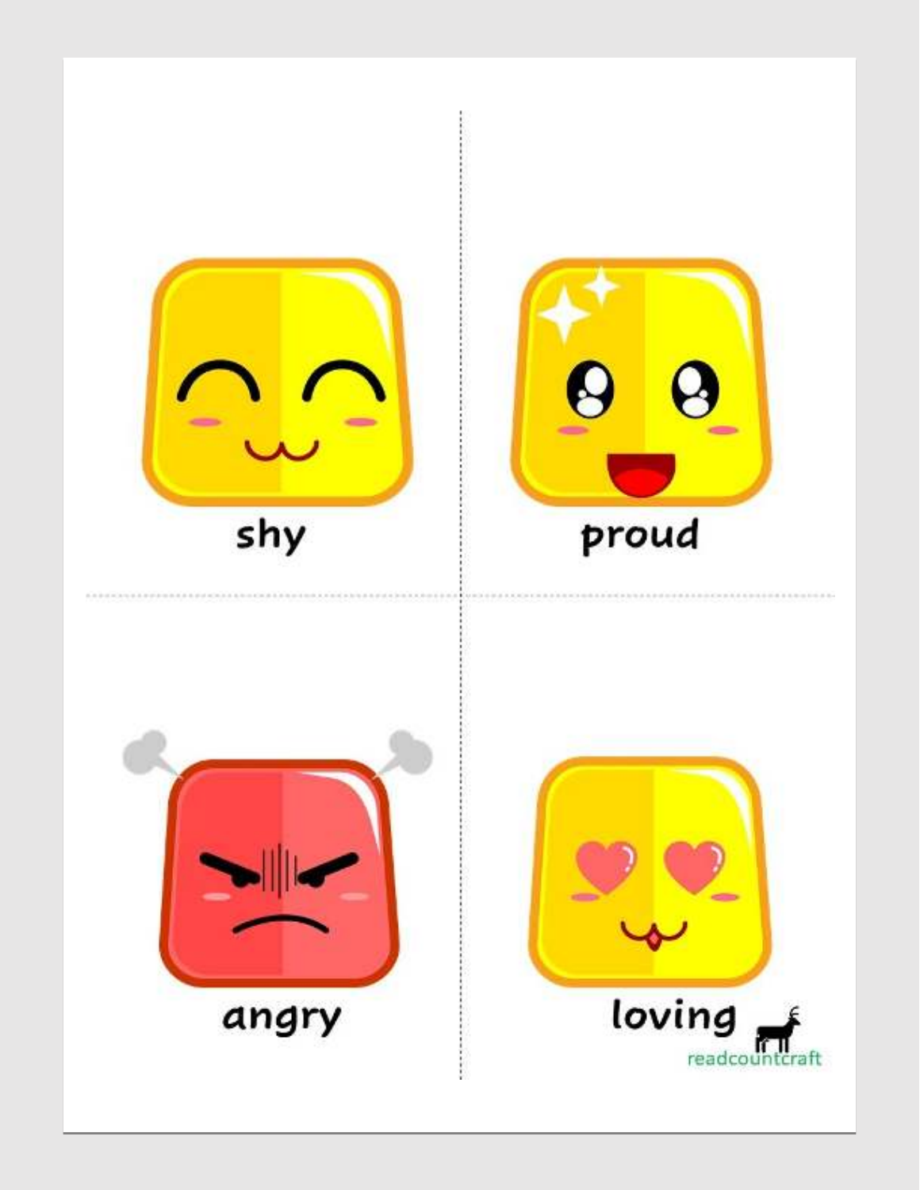shy

proud

angry

loving

readcountcraft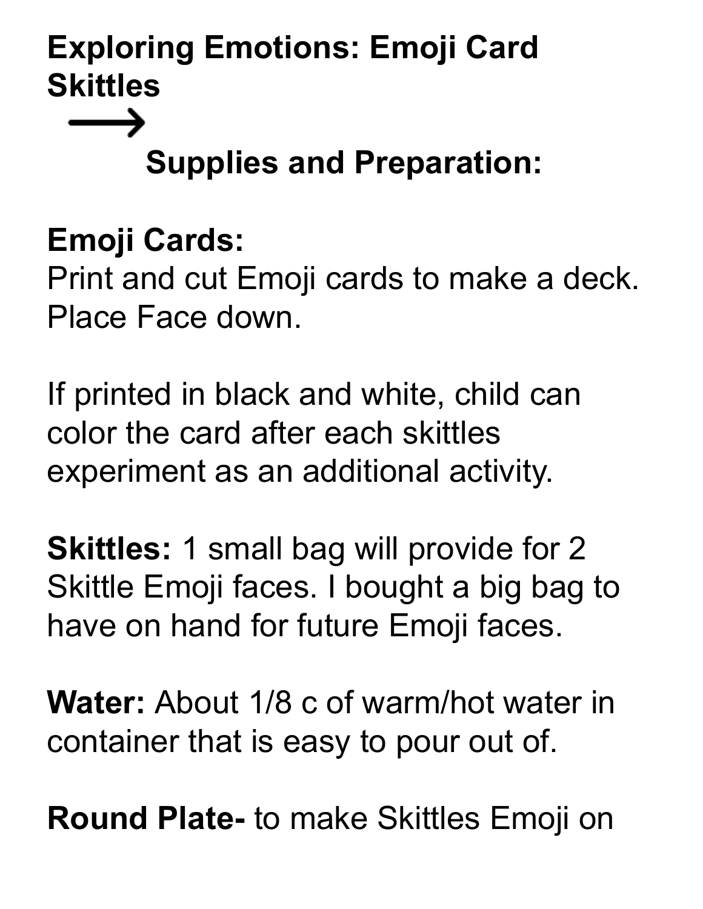**Exploring Emotions: Emoji Card Skittles**

⟶

**Supplies and Preparation:**

**Emoji Cards:**
Print and cut Emoji cards to make a deck. Place Face down.

If printed in black and white, child can color the card after each skittles experiment as an additional activity.

**Skittles:** 1 small bag will provide for 2 Skittle Emoji faces. I bought a big bag to have on hand for future Emoji faces.

**Water:** About 1/8 c of warm/hot water in container that is easy to pour out of.

**Round Plate-** to make Skittles Emoji on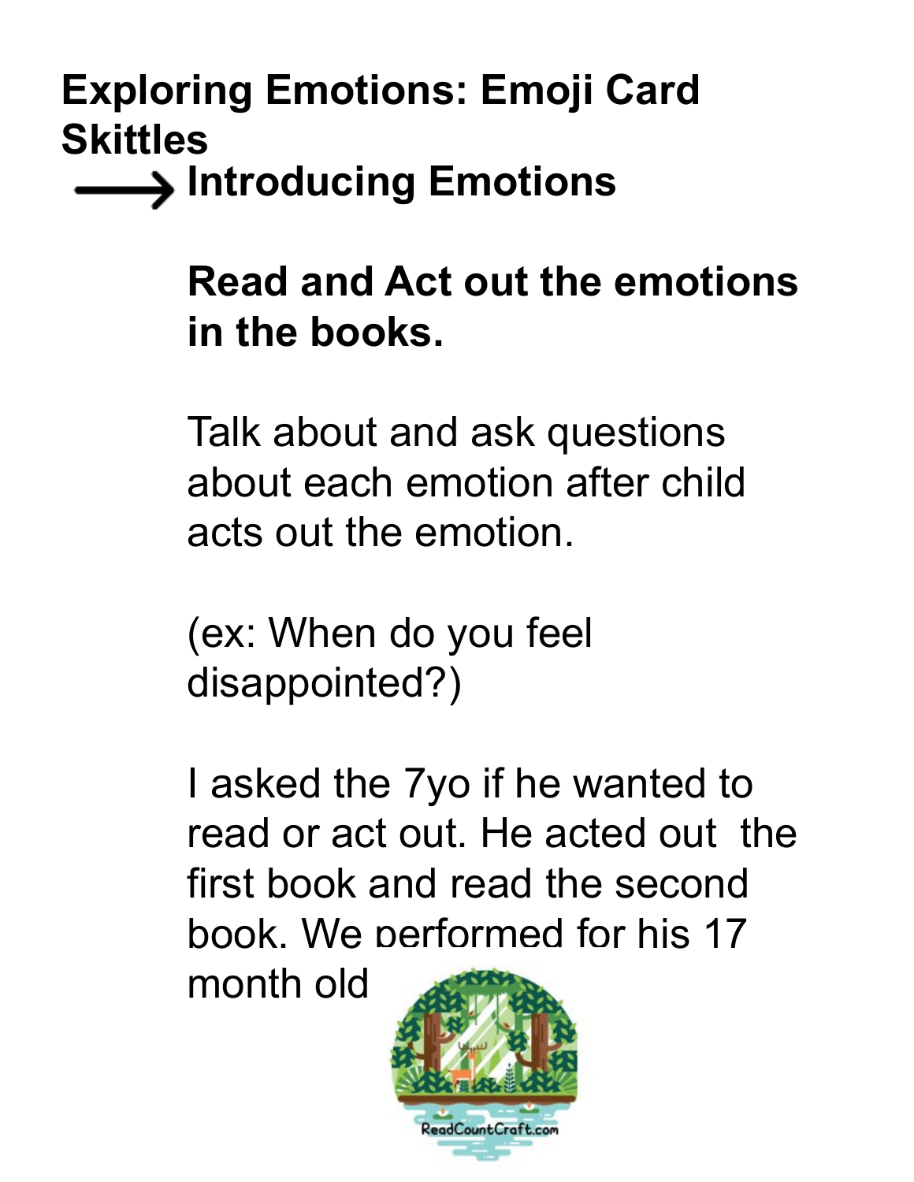# Exploring Emotions: Emoji Card Skittles

## ⟶ Introducing Emotions

**Read and Act out the emotions in the books.**

Talk about and ask questions about each emotion after child acts out the emotion.

(ex: When do you feel disappointed?)

I asked the 7yo if he wanted to read or act out. He acted out the first book and read the second book. We performed for his 17 month old

ReadCountCraft.com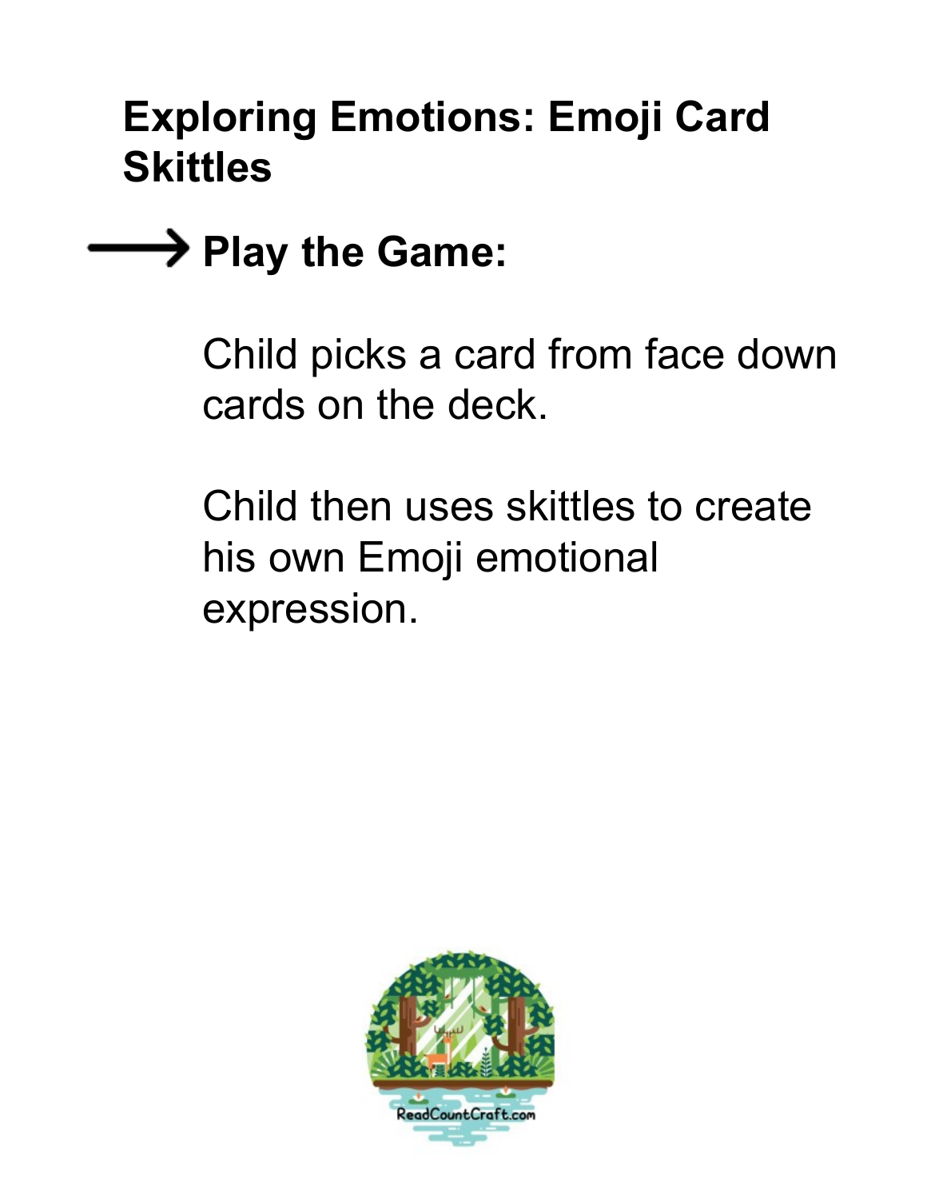# Exploring Emotions: Emoji Card Skittles

## → Play the Game:

Child picks a card from face down cards on the deck.

Child then uses skittles to create his own Emoji emotional expression.

ReadCountCraft.com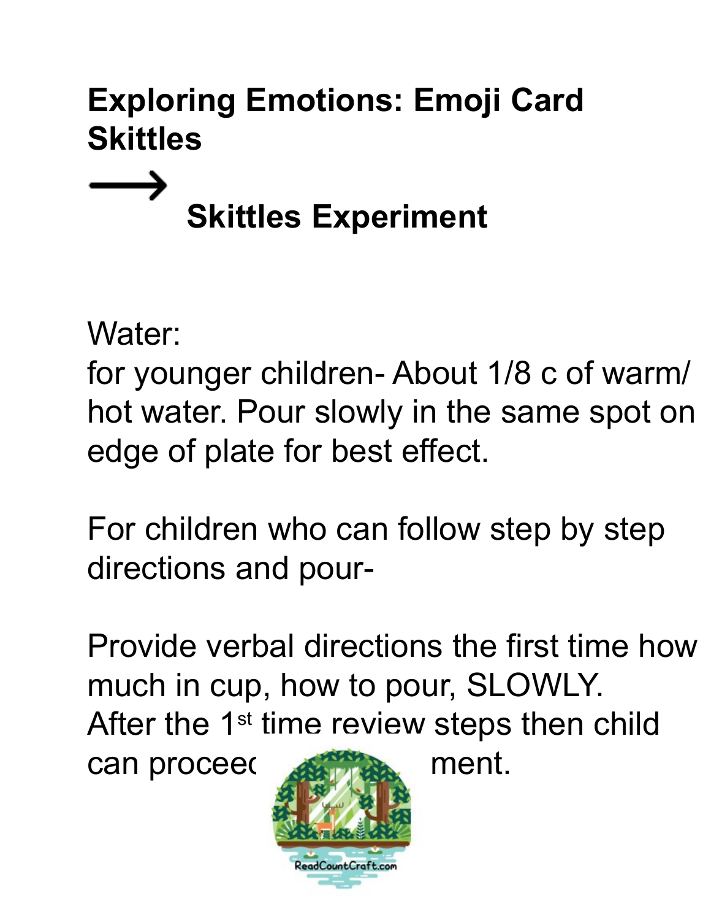# Exploring Emotions: Emoji Card Skittles

⟶

## Skittles Experiment

Water:
for younger children- About 1/8 c of warm/ hot water. Pour slowly in the same spot on edge of plate for best effect.

For children who can follow step by step directions and pour-

Provide verbal directions the first time how much in cup, how to pour, SLOWLY. After the 1st time review steps then child can proceec ment.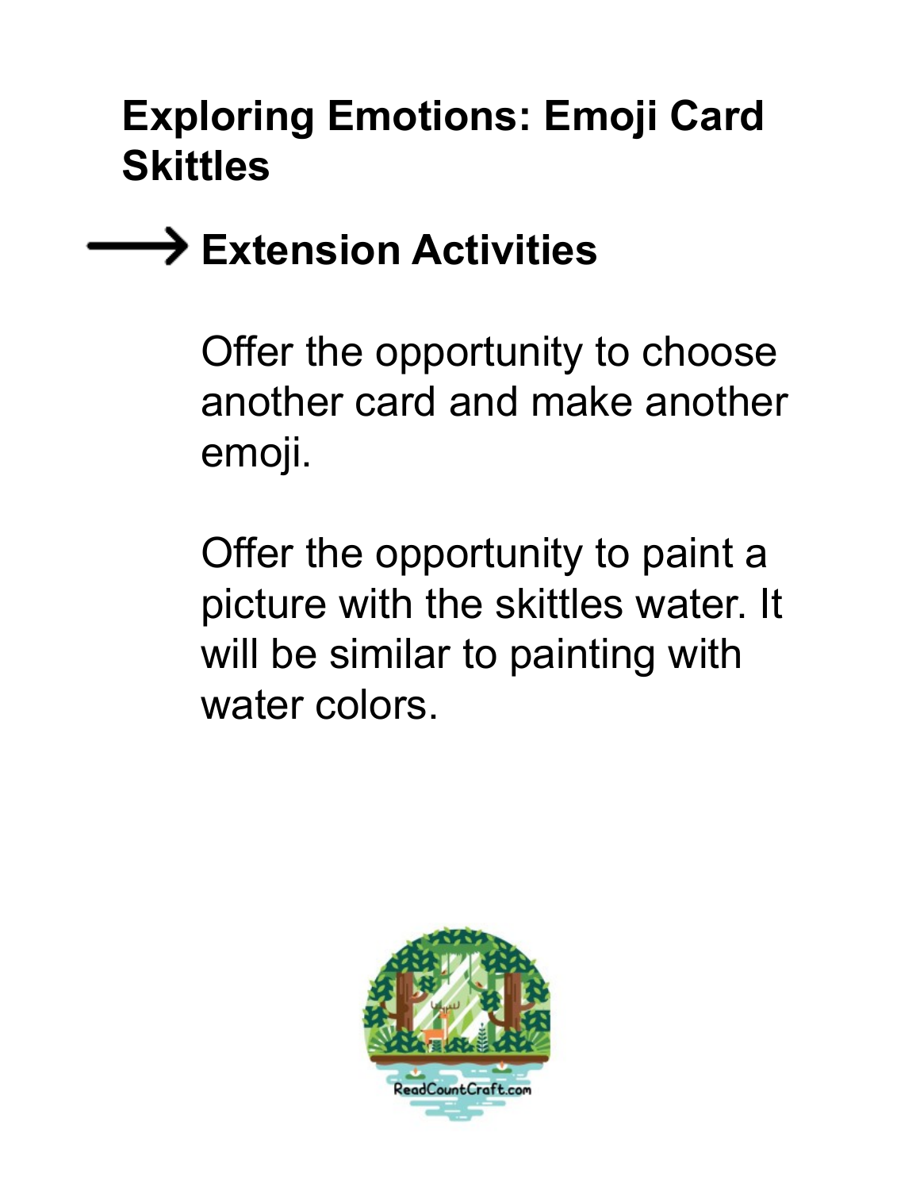# Exploring Emotions: Emoji Card Skittles

## ⟶ Extension Activities

Offer the opportunity to choose another card and make another emoji.

Offer the opportunity to paint a picture with the skittles water. It will be similar to painting with water colors.

ReadCountCraft.com